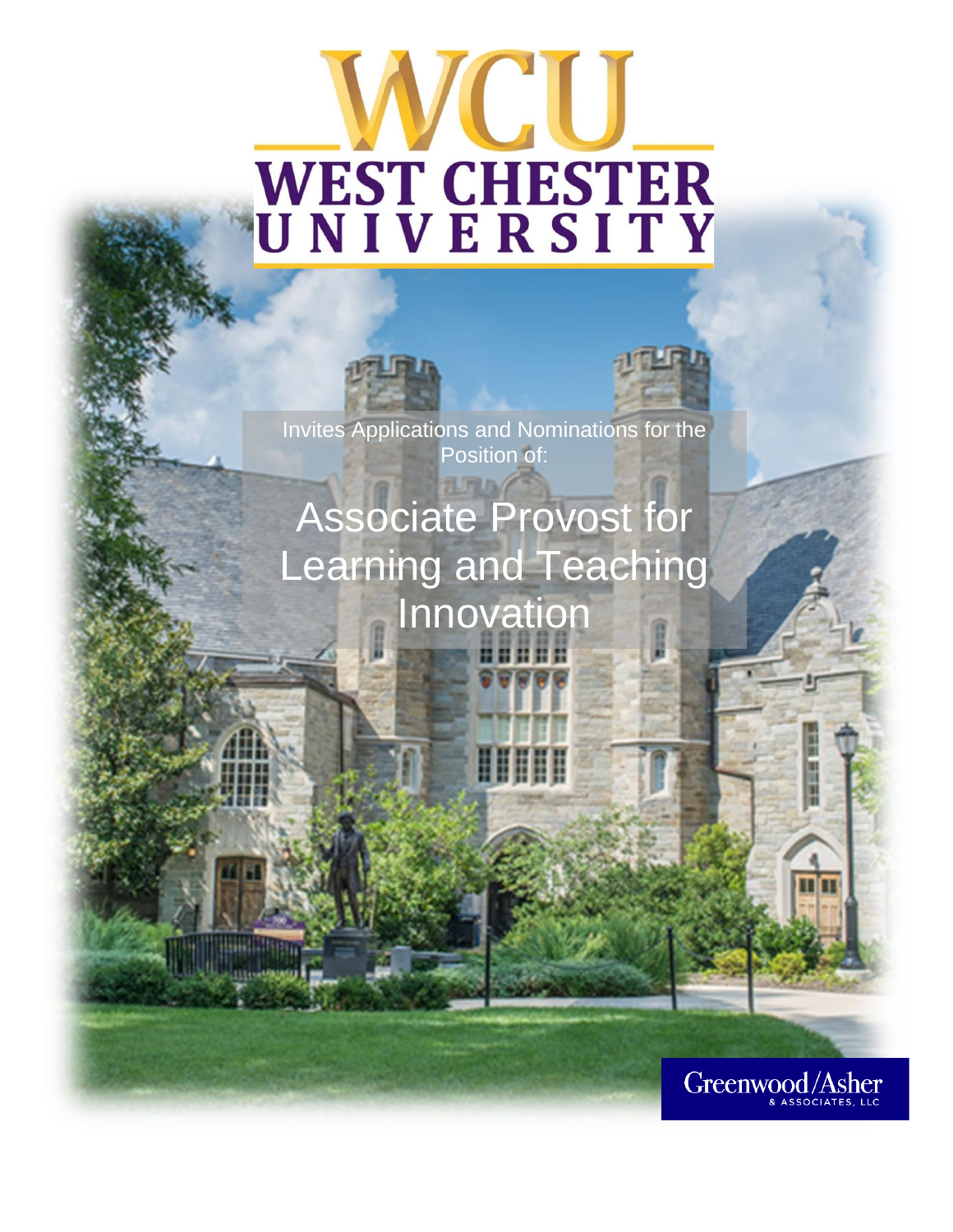# WCU WEST CHESTER UNIVERSITY

Invites Applications and Nominations for the Position of:

## Associate Provost for Learning and Teaching Innovation

Greenwood/Asher & ASSOCIATES, LLC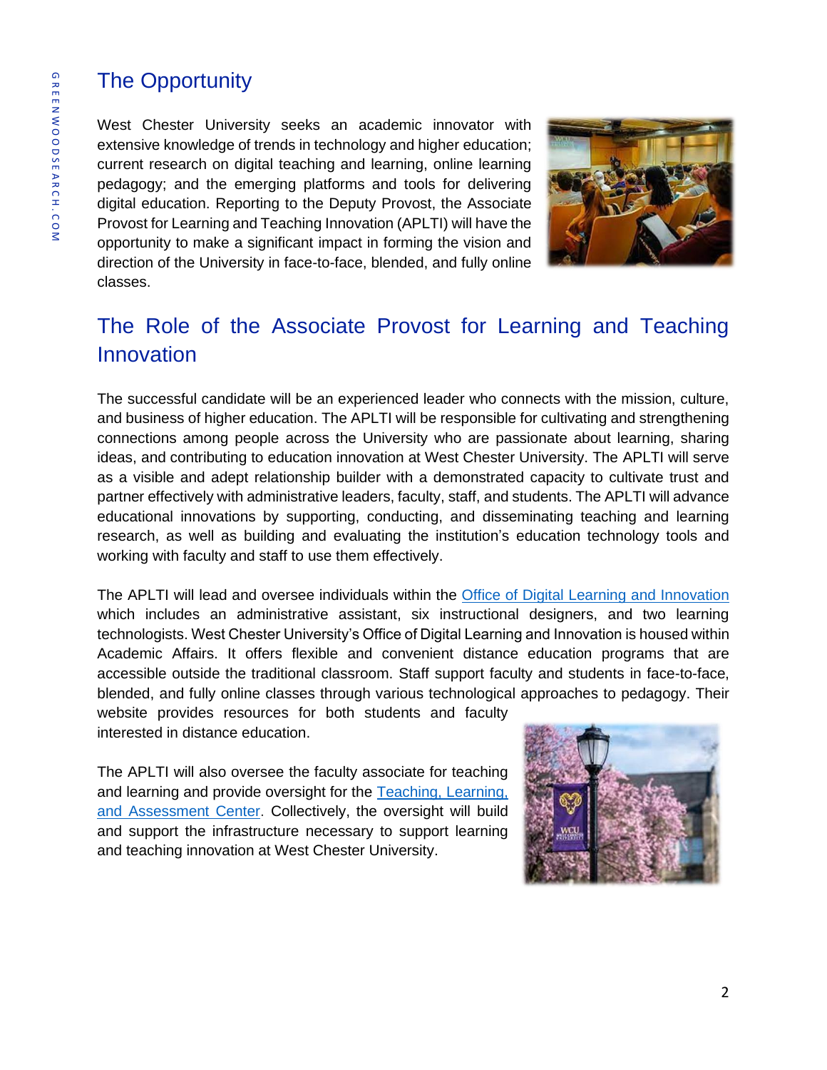## The Opportunity

West Chester University seeks an academic innovator with extensive knowledge of trends in technology and higher education; current research on digital teaching and learning, online learning pedagogy; and the emerging platforms and tools for delivering digital education. Reporting to the Deputy Provost, the Associate Provost for Learning and Teaching Innovation (APLTI) will have the opportunity to make a significant impact in forming the vision and direction of the University in face-to-face, blended, and fully online classes.

## The Role of the Associate Provost for Learning and Teaching Innovation

The successful candidate will be an experienced leader who connects with the mission, culture, and business of higher education. The APLTI will be responsible for cultivating and strengthening connections among people across the University who are passionate about learning, sharing ideas, and contributing to education innovation at West Chester University. The APLTI will serve as a visible and adept relationship builder with a demonstrated capacity to cultivate trust and partner effectively with administrative leaders, faculty, staff, and students. The APLTI will advance educational innovations by supporting, conducting, and disseminating teaching and learning research, as well as building and evaluating the institution's education technology tools and working with faculty and staff to use them effectively.

The APLTI will lead and oversee individuals within the Office of Digital Learning and Innovation which includes an administrative assistant, six instructional designers, and two learning technologists. West Chester University's Office of Digital Learning and Innovation is housed within Academic Affairs. It offers flexible and convenient distance education programs that are accessible outside the traditional classroom. Staff support faculty and students in face-to-face, blended, and fully online classes through various technological approaches to pedagogy. Their website provides resources for both students and faculty interested in distance education.

The APLTI will also oversee the faculty associate for teaching and learning and provide oversight for the Teaching, Learning, and Assessment Center. Collectively, the oversight will build and support the infrastructure necessary to support learning and teaching innovation at West Chester University.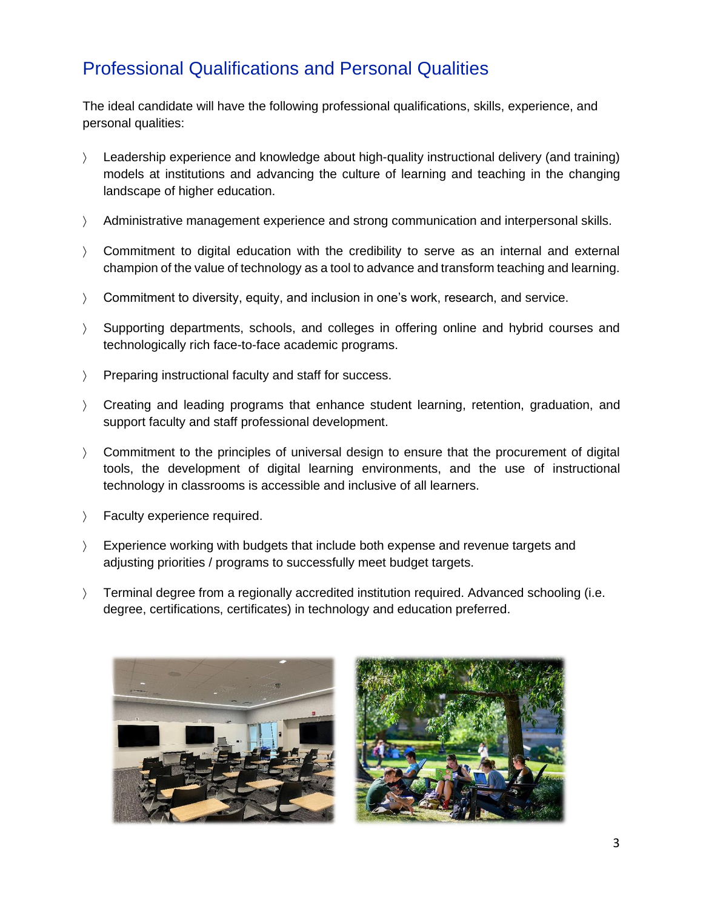## Professional Qualifications and Personal Qualities

The ideal candidate will have the following professional qualifications, skills, experience, and personal qualities:

- Leadership experience and knowledge about high-quality instructional delivery (and training) models at institutions and advancing the culture of learning and teaching in the changing landscape of higher education.
- Administrative management experience and strong communication and interpersonal skills.
- Commitment to digital education with the credibility to serve as an internal and external champion of the value of technology as a tool to advance and transform teaching and learning.
- Commitment to diversity, equity, and inclusion in one's work, research, and service.
- Supporting departments, schools, and colleges in offering online and hybrid courses and technologically rich face-to-face academic programs.
- Preparing instructional faculty and staff for success.
- Creating and leading programs that enhance student learning, retention, graduation, and support faculty and staff professional development.
- Commitment to the principles of universal design to ensure that the procurement of digital tools, the development of digital learning environments, and the use of instructional technology in classrooms is accessible and inclusive of all learners.
- Faculty experience required.
- Experience working with budgets that include both expense and revenue targets and adjusting priorities / programs to successfully meet budget targets.
- Terminal degree from a regionally accredited institution required. Advanced schooling (i.e. degree, certifications, certificates) in technology and education preferred.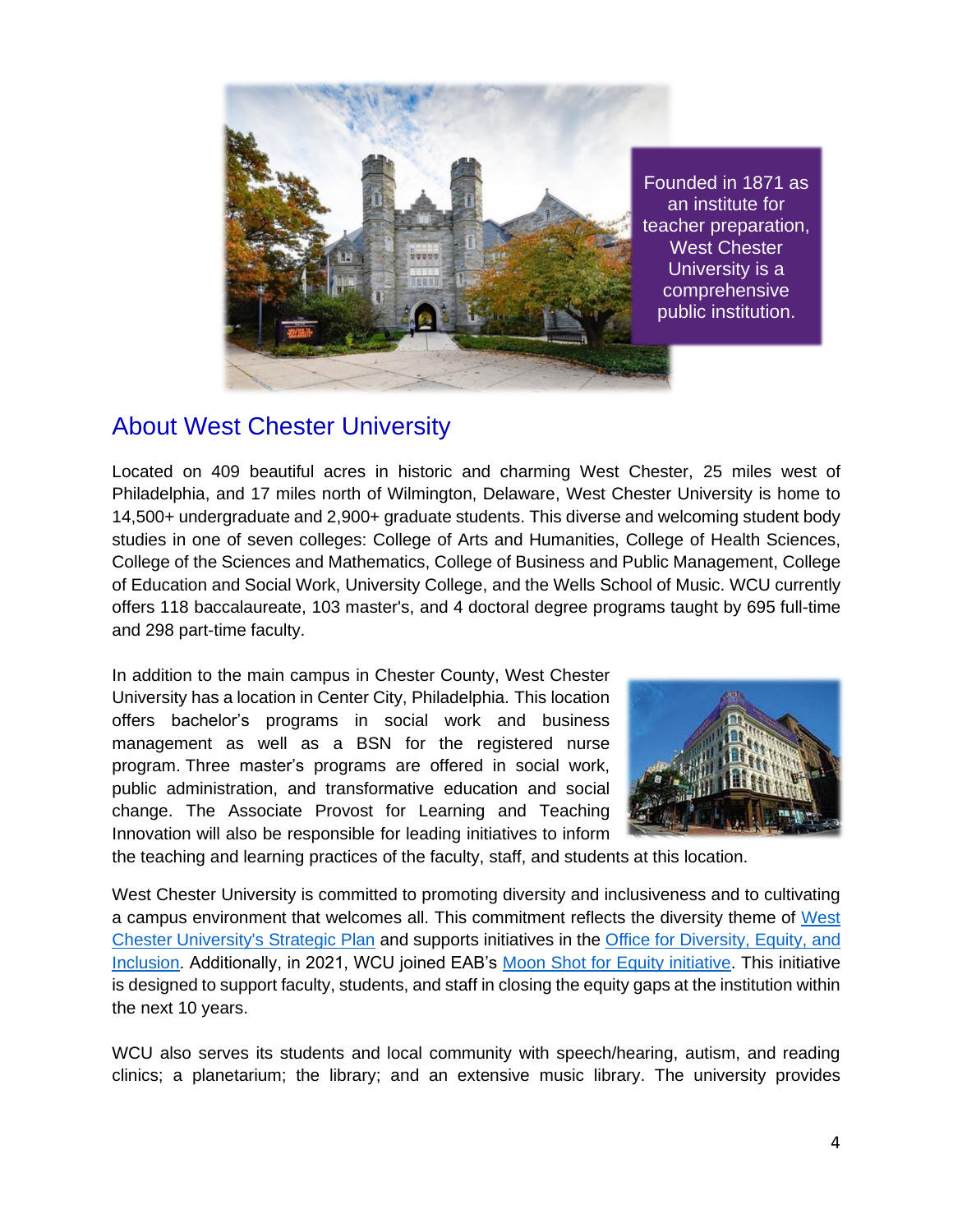Founded in 1871 as an institute for teacher preparation, West Chester University is a comprehensive public institution.

## About West Chester University

Located on 409 beautiful acres in historic and charming West Chester, 25 miles west of Philadelphia, and 17 miles north of Wilmington, Delaware, West Chester University is home to 14,500+ undergraduate and 2,900+ graduate students. This diverse and welcoming student body studies in one of seven colleges: College of Arts and Humanities, College of Health Sciences, College of the Sciences and Mathematics, College of Business and Public Management, College of Education and Social Work, University College, and the Wells School of Music. WCU currently offers 118 baccalaureate, 103 master's, and 4 doctoral degree programs taught by 695 full-time and 298 part-time faculty.

In addition to the main campus in Chester County, West Chester University has a location in Center City, Philadelphia. This location offers bachelor's programs in social work and business management as well as a BSN for the registered nurse program. Three master's programs are offered in social work, public administration, and transformative education and social change. The Associate Provost for Learning and Teaching Innovation will also be responsible for leading initiatives to inform the teaching and learning practices of the faculty, staff, and students at this location.

West Chester University is committed to promoting diversity and inclusiveness and to cultivating a campus environment that welcomes all. This commitment reflects the diversity theme of West Chester University's Strategic Plan and supports initiatives in the Office for Diversity, Equity, and Inclusion. Additionally, in 2021, WCU joined EAB's Moon Shot for Equity initiative. This initiative is designed to support faculty, students, and staff in closing the equity gaps at the institution within the next 10 years.

WCU also serves its students and local community with speech/hearing, autism, and reading clinics; a planetarium; the library; and an extensive music library. The university provides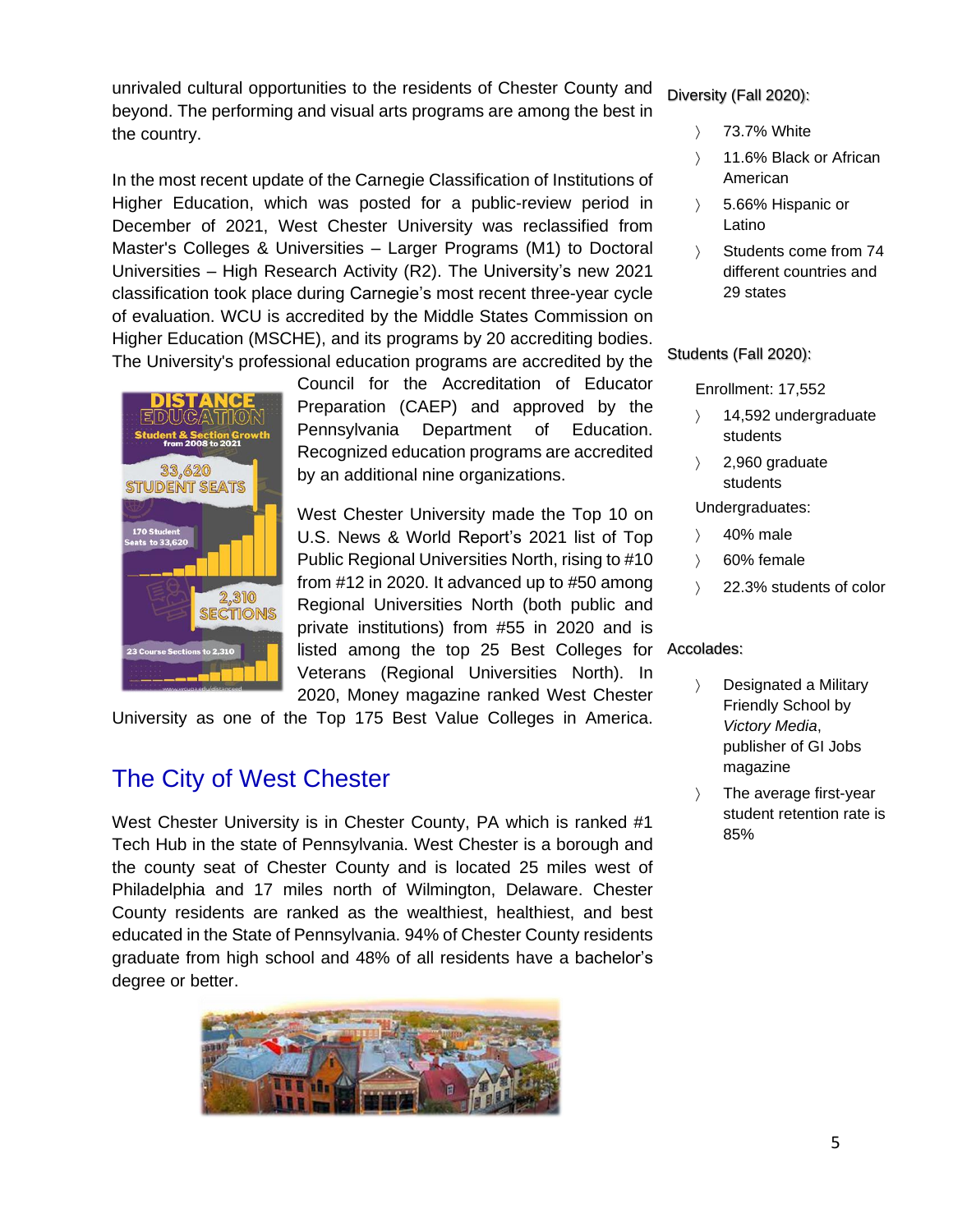unrivaled cultural opportunities to the residents of Chester County and beyond. The performing and visual arts programs are among the best in the country.

In the most recent update of the Carnegie Classification of Institutions of Higher Education, which was posted for a public-review period in December of 2021, West Chester University was reclassified from Master's Colleges & Universities – Larger Programs (M1) to Doctoral Universities – High Research Activity (R2). The University's new 2021 classification took place during Carnegie's most recent three-year cycle of evaluation. WCU is accredited by the Middle States Commission on Higher Education (MSCHE), and its programs by 20 accrediting bodies. The University's professional education programs are accredited by the Council for the Accreditation of Educator Preparation (CAEP) and approved by the Pennsylvania Department of Education. Recognized education programs are accredited by an additional nine organizations.

West Chester University made the Top 10 on U.S. News & World Report's 2021 list of Top Public Regional Universities North, rising to #10 from #12 in 2020. It advanced up to #50 among Regional Universities North (both public and private institutions) from #55 in 2020 and is listed among the top 25 Best Colleges for Veterans (Regional Universities North). In 2020, Money magazine ranked West Chester University as one of the Top 175 Best Value Colleges in America.

## The City of West Chester

West Chester University is in Chester County, PA which is ranked #1 Tech Hub in the state of Pennsylvania. West Chester is a borough and the county seat of Chester County and is located 25 miles west of Philadelphia and 17 miles north of Wilmington, Delaware. Chester County residents are ranked as the wealthiest, healthiest, and best educated in the State of Pennsylvania. 94% of Chester County residents graduate from high school and 48% of all residents have a bachelor's degree or better.

Diversity (Fall 2020):

- 73.7% White
- 11.6% Black or African American
- 5.66% Hispanic or Latino
- Students come from 74 different countries and 29 states

Students (Fall 2020):

Enrollment: 17,552

- 14,592 undergraduate students
- 2,960 graduate students

Undergraduates:

- 40% male
- 60% female
- 22.3% students of color

Accolades:

- Designated a Military Friendly School by *Victory Media*, publisher of GI Jobs magazine
- The average first-year student retention rate is 85%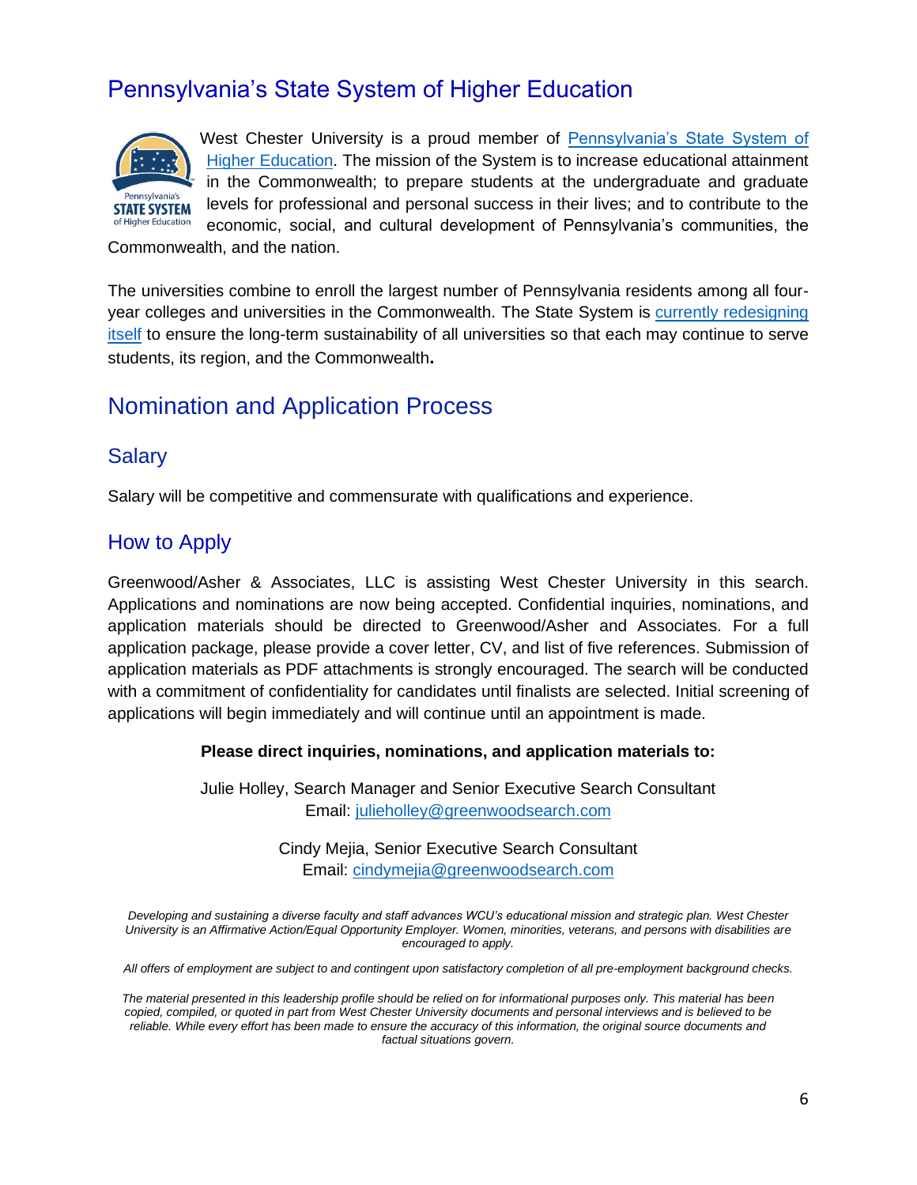## Pennsylvania's State System of Higher Education

West Chester University is a proud member of Pennsylvania's State System of Higher Education. The mission of the System is to increase educational attainment in the Commonwealth; to prepare students at the undergraduate and graduate levels for professional and personal success in their lives; and to contribute to the economic, social, and cultural development of Pennsylvania's communities, the Commonwealth, and the nation.

The universities combine to enroll the largest number of Pennsylvania residents among all four-year colleges and universities in the Commonwealth. The State System is currently redesigning itself to ensure the long-term sustainability of all universities so that each may continue to serve students, its region, and the Commonwealth**.**

## Nomination and Application Process

### Salary

Salary will be competitive and commensurate with qualifications and experience.

### How to Apply

Greenwood/Asher & Associates, LLC is assisting West Chester University in this search. Applications and nominations are now being accepted. Confidential inquiries, nominations, and application materials should be directed to Greenwood/Asher and Associates. For a full application package, please provide a cover letter, CV, and list of five references. Submission of application materials as PDF attachments is strongly encouraged. The search will be conducted with a commitment of confidentiality for candidates until finalists are selected. Initial screening of applications will begin immediately and will continue until an appointment is made.

**Please direct inquiries, nominations, and application materials to:**

Julie Holley, Search Manager and Senior Executive Search Consultant
Email: julieholley@greenwoodsearch.com

Cindy Mejia, Senior Executive Search Consultant
Email: cindymejia@greenwoodsearch.com

*Developing and sustaining a diverse faculty and staff advances WCU's educational mission and strategic plan. West Chester University is an Affirmative Action/Equal Opportunity Employer. Women, minorities, veterans, and persons with disabilities are encouraged to apply.*

*All offers of employment are subject to and contingent upon satisfactory completion of all pre-employment background checks.*

*The material presented in this leadership profile should be relied on for informational purposes only. This material has been copied, compiled, or quoted in part from West Chester University documents and personal interviews and is believed to be reliable. While every effort has been made to ensure the accuracy of this information, the original source documents and factual situations govern.*